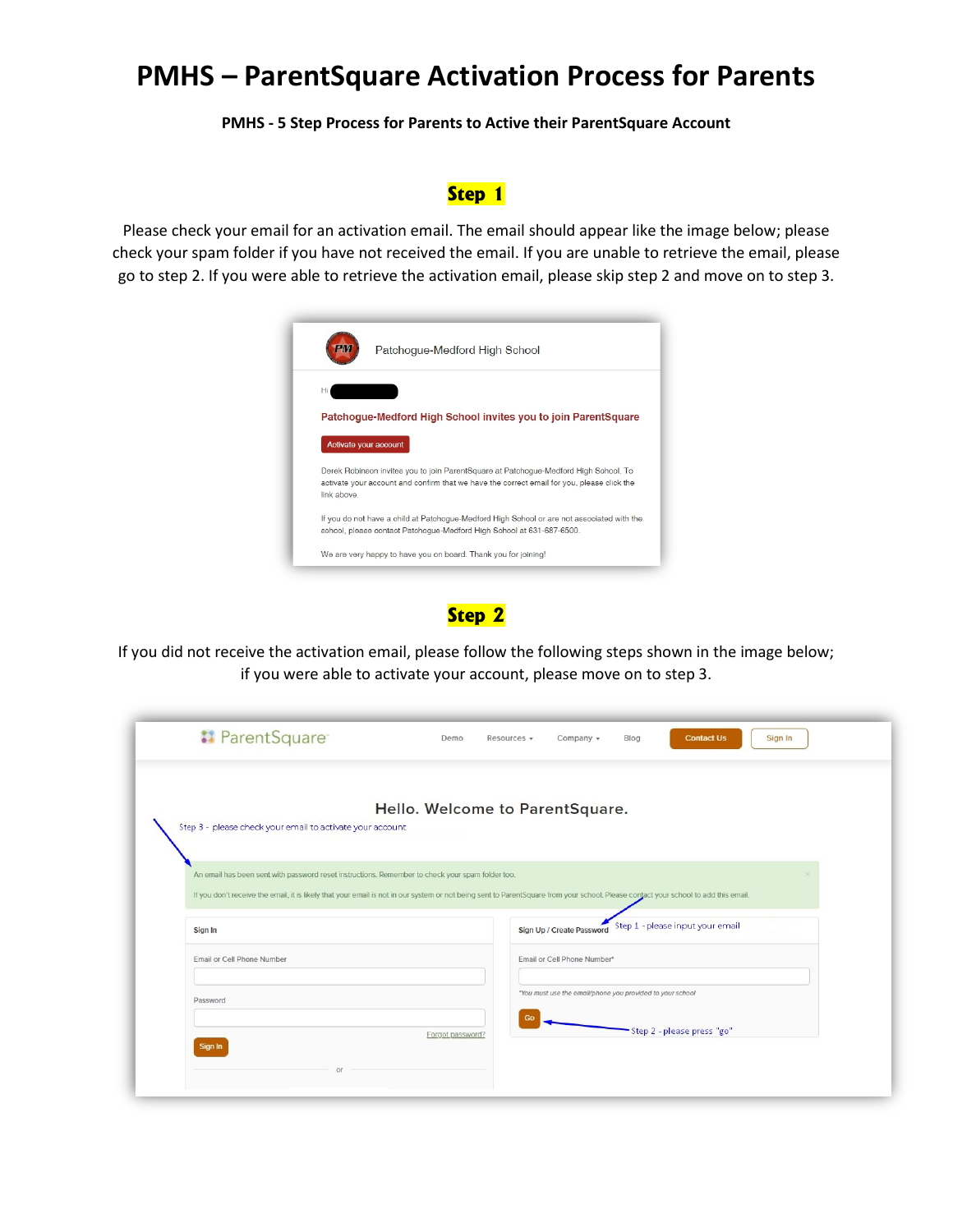# PMHS – ParentSquare Activation Process for Parents

**PMHS - 5 Step Process for Parents to Active their ParentSquare Account**

## Step 1

Please check your email for an activation email. The email should appear like the image below; please check your spam folder if you have not received the email. If you are unable to retrieve the email, please go to step 2. If you were able to retrieve the activation email, please skip step 2 and move on to step 3.

Patchogue-Medford High School

Hi

**Patchogue-Medford High School invites you to join ParentSquare**

Activate your account

Derek Robinson invites you to join ParentSquare at Patchogue-Medford High School. To activate your account and confirm that we have the correct email for you, please click the link above.

If you do not have a child at Patchogue-Medford High School or are not associated with the school, please contact Patchogue-Medford High School at 631-687-6500.

We are very happy to have you on board. Thank you for joining!

## Step 2

If you did not receive the activation email, please follow the following steps shown in the image below; if you were able to activate your account, please move on to step 3.

ParentSquare — Demo | Resources | Company | Blog | Contact Us | Sign In

Hello. Welcome to ParentSquare.

Step 3 - please check your email to activate your account

An email has been sent with password reset instructions. Remember to check your spam folder too.

If you don't receive the email, it is likely that your email is not in our system or not being sent to ParentSquare from your school. Please contact your school to add this email.

**Sign In**

Email or Cell Phone Number

Password

Forgot password?

Sign In

or

**Sign Up / Create Password**

Step 1 - please input your email

Email or Cell Phone Number*

*You must use the email/phone you provided to your school

Go

Step 2 - please press "go"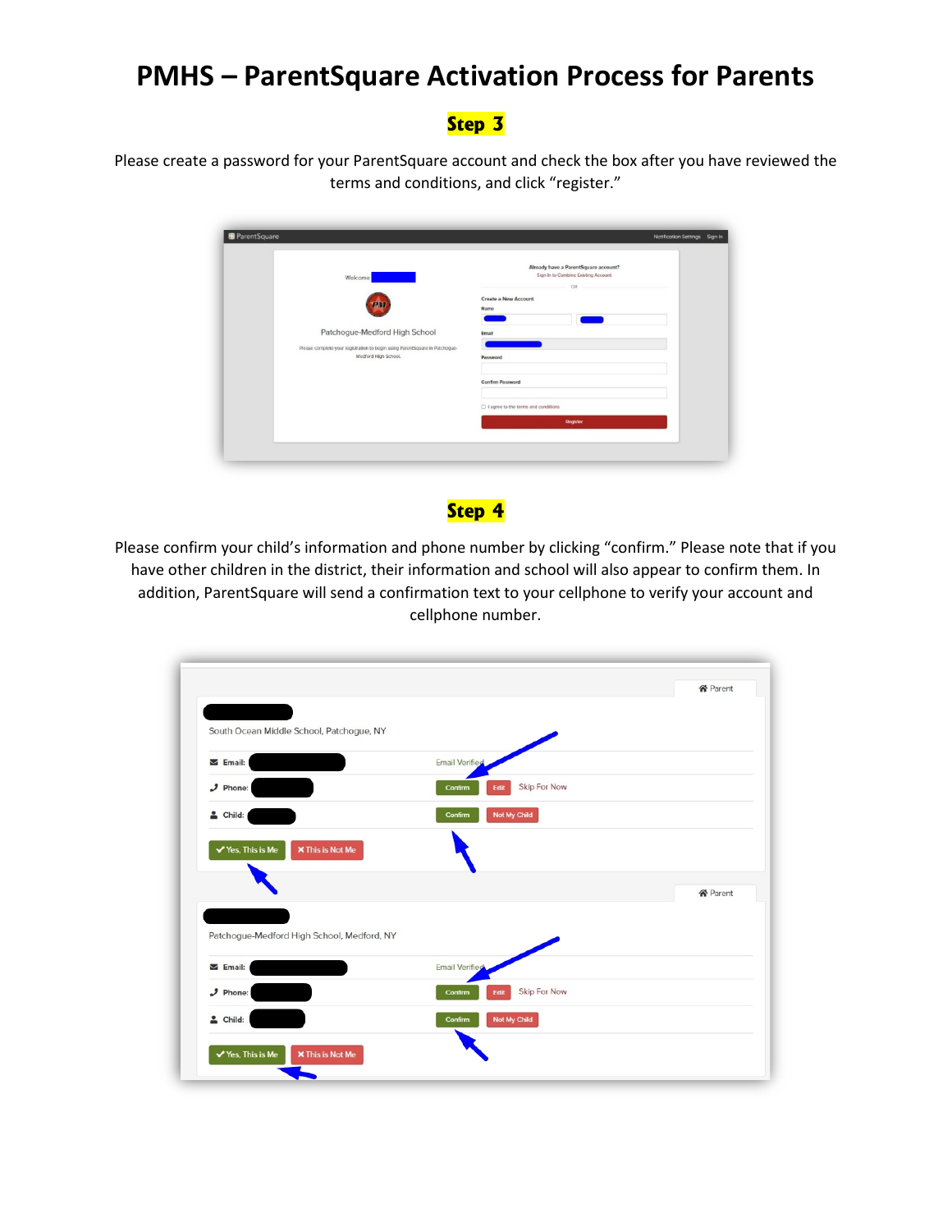# PMHS – ParentSquare Activation Process for Parents

## Step 3

Please create a password for your ParentSquare account and check the box after you have reviewed the terms and conditions, and click "register."

## Step 4

Please confirm your child's information and phone number by clicking "confirm." Please note that if you have other children in the district, their information and school will also appear to confirm them. In addition, ParentSquare will send a confirmation text to your cellphone to verify your account and cellphone number.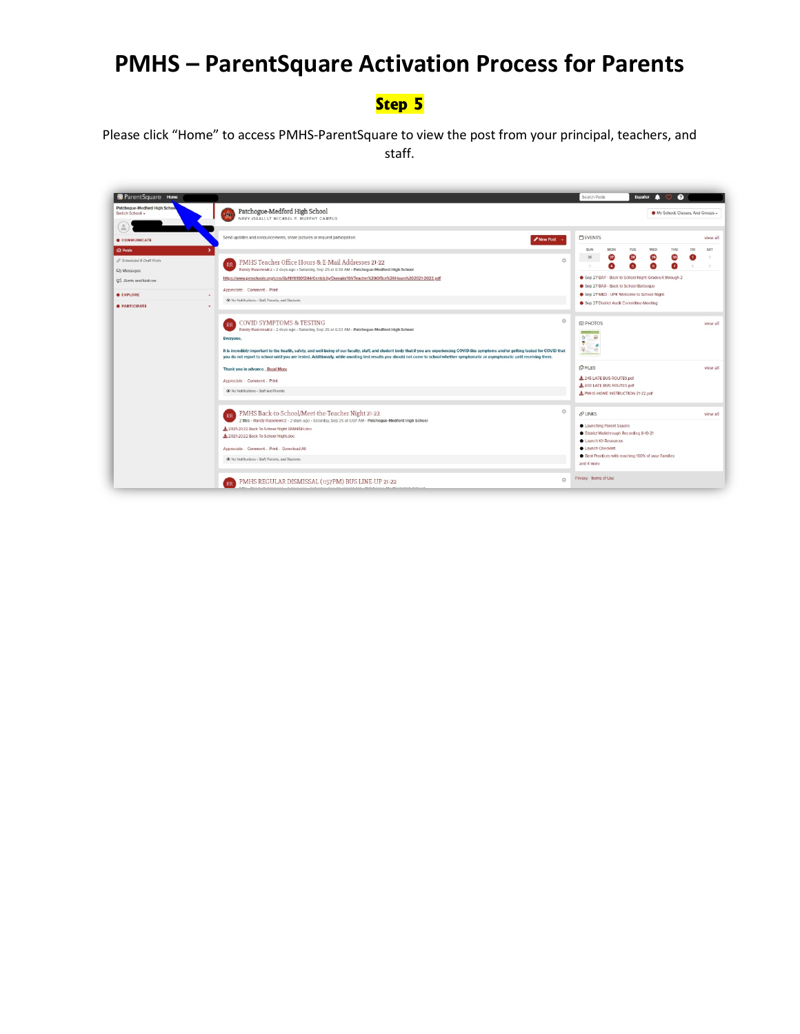# PMHS – ParentSquare Activation Process for Parents

## Step 5

Please click "Home" to access PMHS-ParentSquare to view the post from your principal, teachers, and staff.